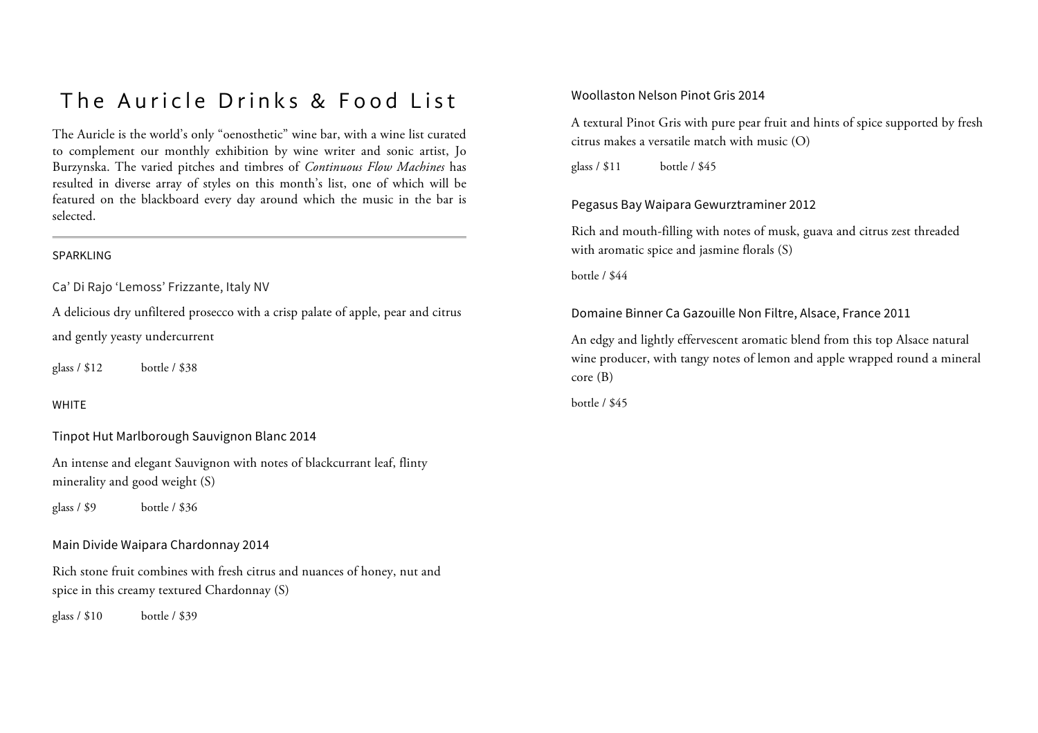# The Auricle Drinks & Food List

The Auricle is the world's only "oenosthetic" wine bar, with a wine list curated to complement our monthly exhibition by wine writer and sonic artist, Jo Burzynska. The varied pitches and timbres of *Continuous Flow Machines* has resulted in diverse array of styles on this month's list, one of which will be featured on the blackboard every day around which the music in the bar is selected.

---

## SPARKLING

### Ca' Di Rajo 'Lemoss' Frizzante, Italy NV

A delicious dry unfiltered prosecco with a crisp palate of apple, pear and citrus and gently yeasty undercurrent

glass / $12 bottle / $38

## WHITE

### Tinpot Hut Marlborough Sauvignon Blanc 2014

An intense and elegant Sauvignon with notes of blackcurrant leaf, flinty minerality and good weight (S)

glass / $9 bottle / $36

### Main Divide Waipara Chardonnay 2014

Rich stone fruit combines with fresh citrus and nuances of honey, nut and spice in this creamy textured Chardonnay (S)

glass / $10 bottle / $39

### Woollaston Nelson Pinot Gris 2014

A textural Pinot Gris with pure pear fruit and hints of spice supported by fresh citrus makes a versatile match with music (O)

glass / $11 bottle / $45

### Pegasus Bay Waipara Gewurztraminer 2012

Rich and mouth-filling with notes of musk, guava and citrus zest threaded with aromatic spice and jasmine florals (S)

bottle / $44

### Domaine Binner Ca Gazouille Non Filtre, Alsace, France 2011

An edgy and lightly effervescent aromatic blend from this top Alsace natural wine producer, with tangy notes of lemon and apple wrapped round a mineral core (B)

bottle / $45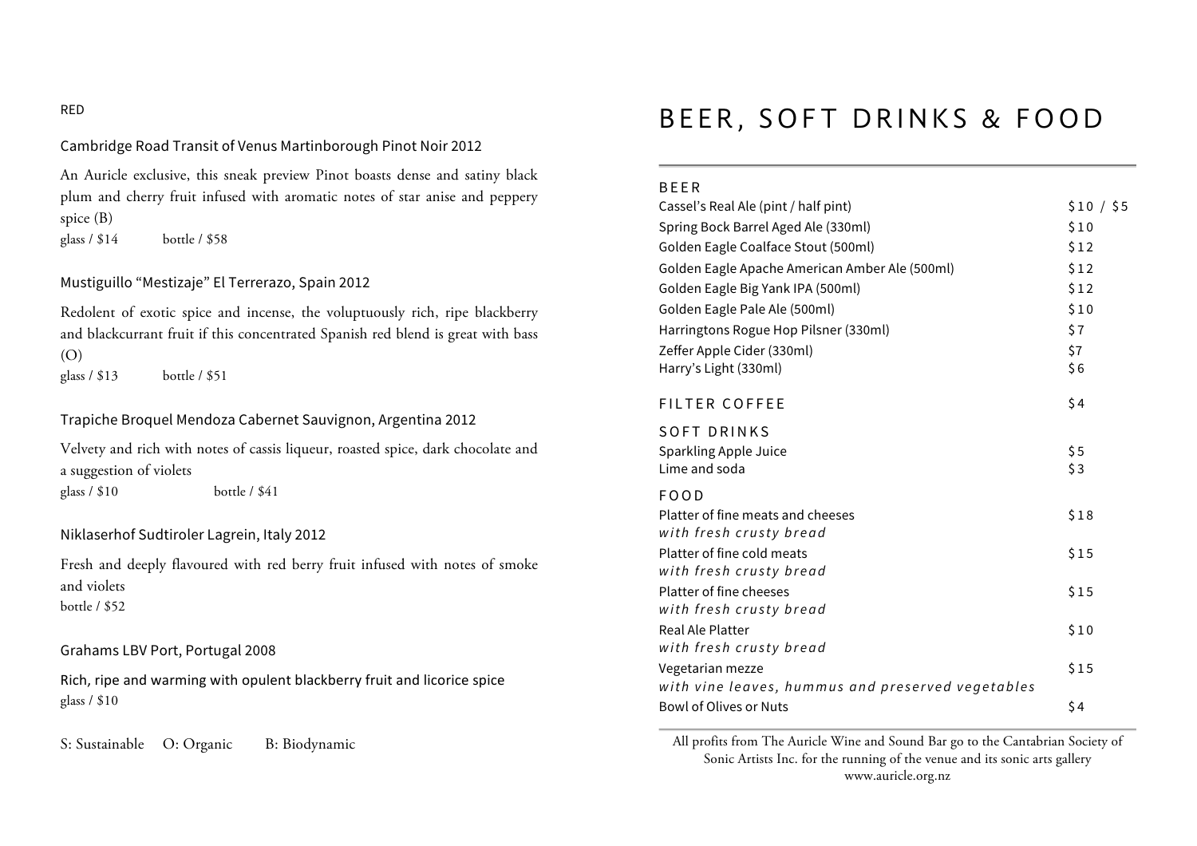## RED

### Cambridge Road Transit of Venus Martinborough Pinot Noir 2012

An Auricle exclusive, this sneak preview Pinot boasts dense and satiny black plum and cherry fruit infused with aromatic notes of star anise and peppery spice (B)

glass / $14    bottle / $58

### Mustiguillo "Mestizaje" El Terrerazo, Spain 2012

Redolent of exotic spice and incense, the voluptuously rich, ripe blackberry and blackcurrant fruit if this concentrated Spanish red blend is great with bass (O)

glass / $13    bottle / $51

### Trapiche Broquel Mendoza Cabernet Sauvignon, Argentina 2012

Velvety and rich with notes of cassis liqueur, roasted spice, dark chocolate and a suggestion of violets

glass / $10    bottle / $41

### Niklaserhof Sudtiroler Lagrein, Italy 2012

Fresh and deeply flavoured with red berry fruit infused with notes of smoke and violets

bottle / $52

### Grahams LBV Port, Portugal 2008

Rich, ripe and warming with opulent blackberry fruit and licorice spice

glass / $10

S: Sustainable    O: Organic    B: Biodynamic

# BEER, SOFT DRINKS & FOOD

## BEER

| | |
|---|---|
| Cassel's Real Ale (pint / half pint) | $10 / $5 |
| Spring Bock Barrel Aged Ale (330ml) | $10 |
| Golden Eagle Coalface Stout (500ml) | $12 |
| Golden Eagle Apache American Amber Ale (500ml) | $12 |
| Golden Eagle Big Yank IPA (500ml) | $12 |
| Golden Eagle Pale Ale (500ml) | $10 |
| Harringtons Rogue Hop Pilsner (330ml) | $7 |
| Zeffer Apple Cider (330ml) | $7 |
| Harry's Light (330ml) | $6 |

## FILTER COFFEE    $4

## SOFT DRINKS

| | |
|---|---|
| Sparkling Apple Juice | $5 |
| Lime and soda | $3 |

## FOOD

| | |
|---|---|
| Platter of fine meats and cheeses *with fresh crusty bread* | $18 |
| Platter of fine cold meats *with fresh crusty bread* | $15 |
| Platter of fine cheeses *with fresh crusty bread* | $15 |
| Real Ale Platter *with fresh crusty bread* | $10 |
| Vegetarian mezze *with vine leaves, hummus and preserved vegetables* | $15 |
| Bowl of Olives or Nuts | $4 |

All profits from The Auricle Wine and Sound Bar go to the Cantabrian Society of Sonic Artists Inc. for the running of the venue and its sonic arts gallery
www.auricle.org.nz